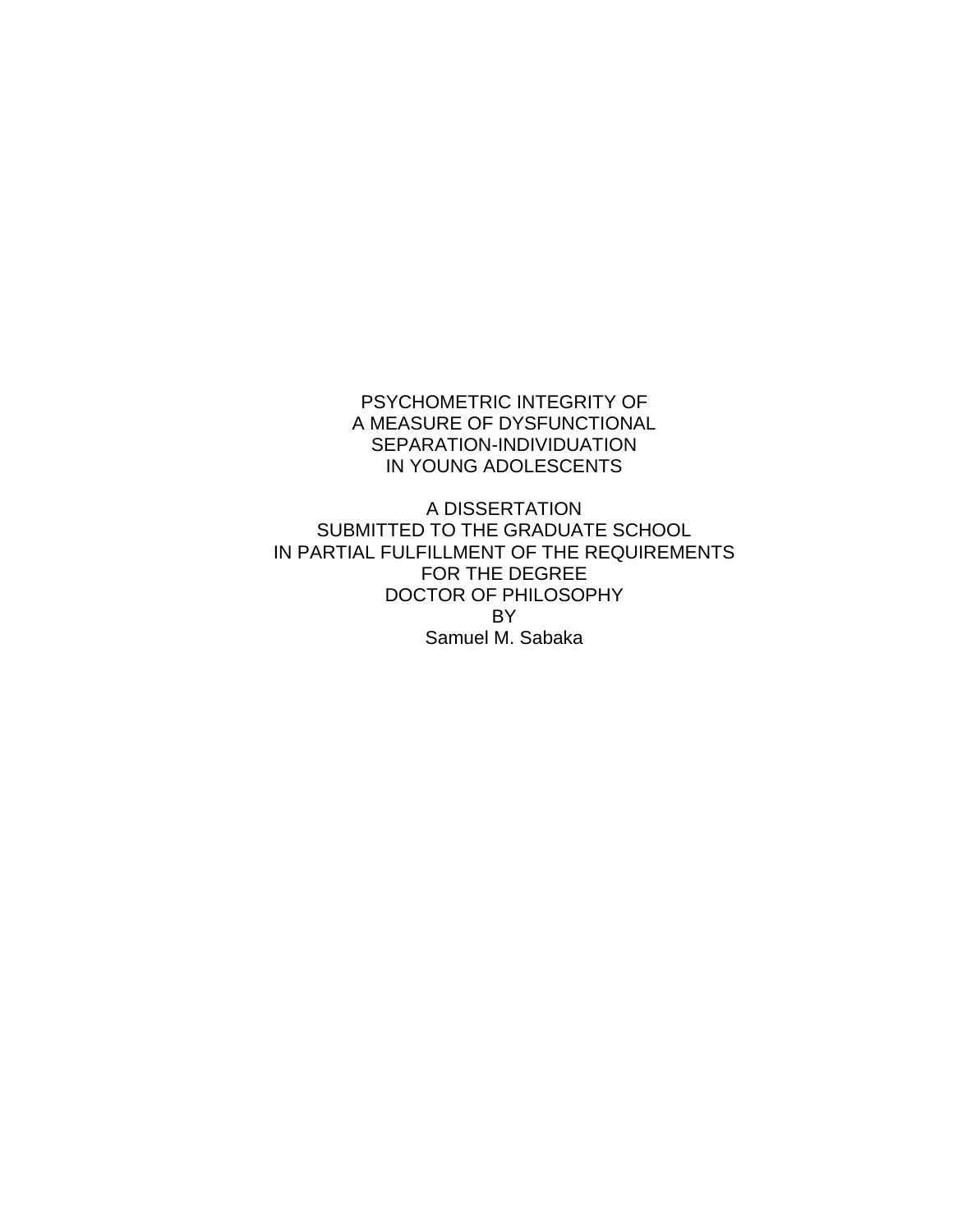# PSYCHOMETRIC INTEGRITY OF A MEASURE OF DYSFUNCTIONAL SEPARATION-INDIVIDUATION IN YOUNG ADOLESCENTS

A DISSERTATION
SUBMITTED TO THE GRADUATE SCHOOL
IN PARTIAL FULFILLMENT OF THE REQUIREMENTS
FOR THE DEGREE
DOCTOR OF PHILOSOPHY
BY
Samuel M. Sabaka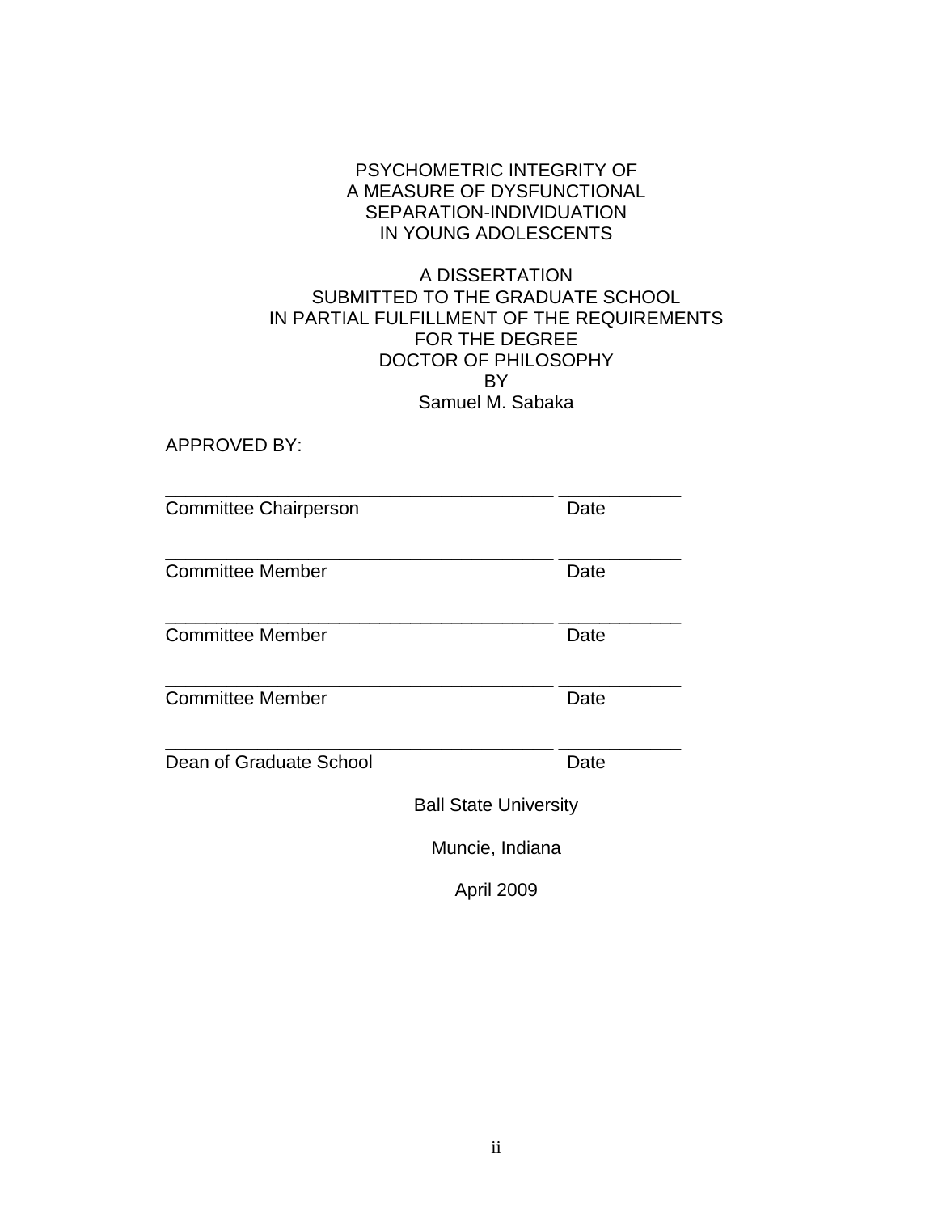PSYCHOMETRIC INTEGRITY OF
A MEASURE OF DYSFUNCTIONAL
SEPARATION-INDIVIDUATION
IN YOUNG ADOLESCENTS

A DISSERTATION
SUBMITTED TO THE GRADUATE SCHOOL
IN PARTIAL FULFILLMENT OF THE REQUIREMENTS
FOR THE DEGREE
DOCTOR OF PHILOSOPHY
BY
Samuel M. Sabaka

APPROVED BY:

______________________________________ ___________
Committee Chairperson Date

______________________________________ ___________
Committee Member Date

______________________________________ ___________
Committee Member Date

______________________________________ ___________
Committee Member Date

______________________________________ ___________
Dean of Graduate School Date

Ball State University

Muncie, Indiana

April 2009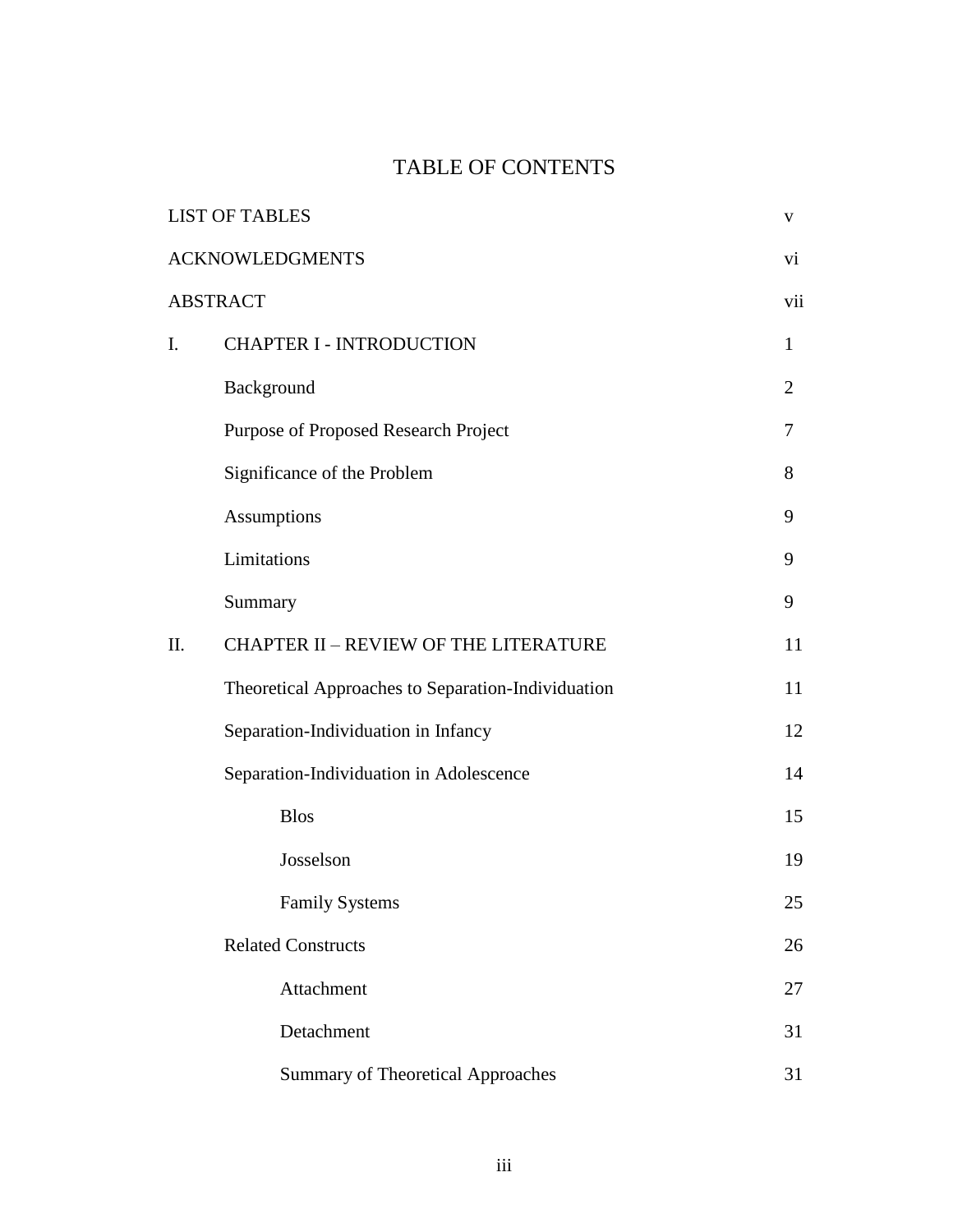# TABLE OF CONTENTS

| | | |
|---|---|---|
| LIST OF TABLES | | v |
| ACKNOWLEDGMENTS | | vi |
| ABSTRACT | | vii |
| I. | CHAPTER I - INTRODUCTION | 1 |
| | Background | 2 |
| | Purpose of Proposed Research Project | 7 |
| | Significance of the Problem | 8 |
| | Assumptions | 9 |
| | Limitations | 9 |
| | Summary | 9 |
| II. | CHAPTER II – REVIEW OF THE LITERATURE | 11 |
| | Theoretical Approaches to Separation-Individuation | 11 |
| | Separation-Individuation in Infancy | 12 |
| | Separation-Individuation in Adolescence | 14 |
| | &emsp;Blos | 15 |
| | &emsp;Josselson | 19 |
| | &emsp;Family Systems | 25 |
| | Related Constructs | 26 |
| | &emsp;Attachment | 27 |
| | &emsp;Detachment | 31 |
| | &emsp;Summary of Theoretical Approaches | 31 |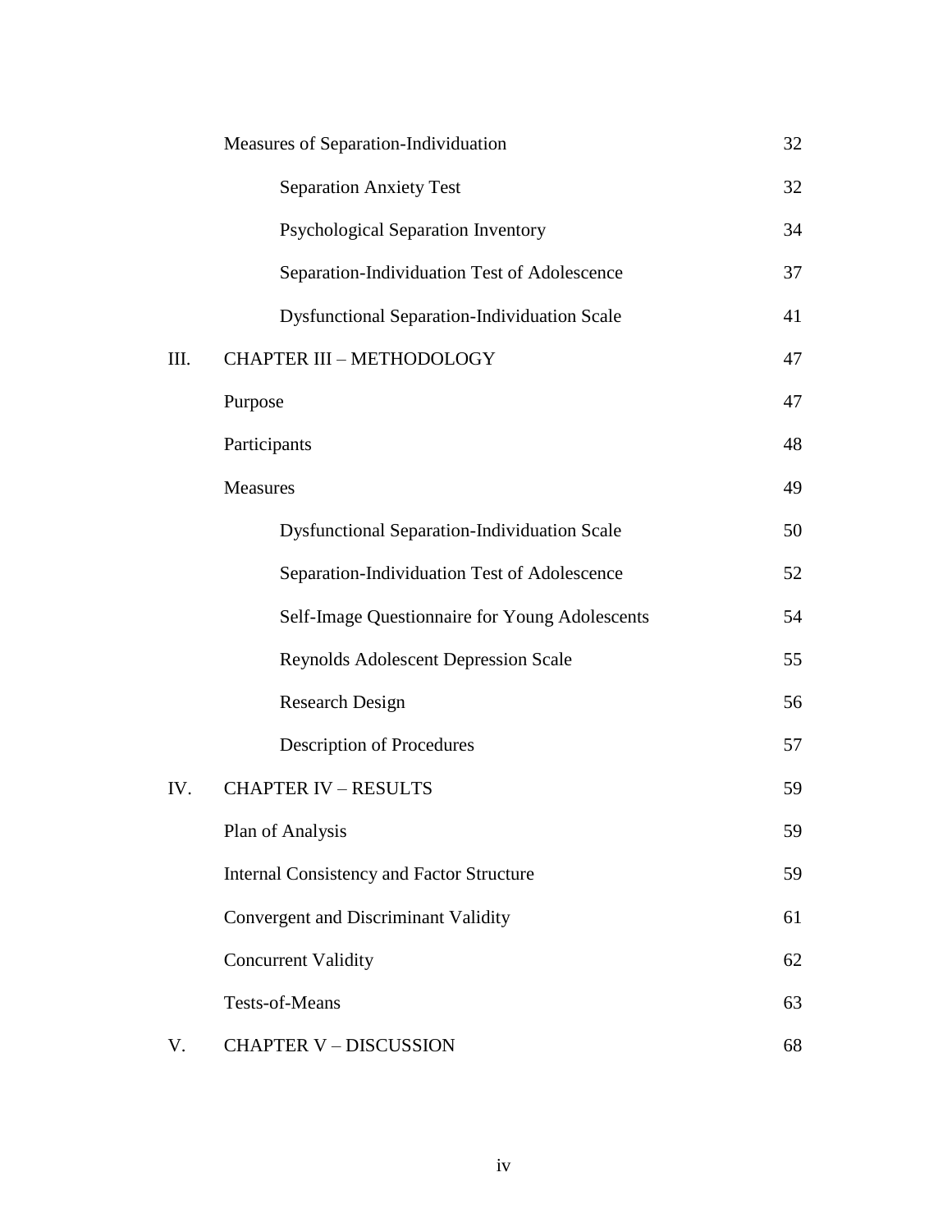| | | |
|---|---|---|
| | Measures of Separation-Individuation | 32 |
| | Separation Anxiety Test | 32 |
| | Psychological Separation Inventory | 34 |
| | Separation-Individuation Test of Adolescence | 37 |
| | Dysfunctional Separation-Individuation Scale | 41 |
| III. | CHAPTER III – METHODOLOGY | 47 |
| | Purpose | 47 |
| | Participants | 48 |
| | Measures | 49 |
| | Dysfunctional Separation-Individuation Scale | 50 |
| | Separation-Individuation Test of Adolescence | 52 |
| | Self-Image Questionnaire for Young Adolescents | 54 |
| | Reynolds Adolescent Depression Scale | 55 |
| | Research Design | 56 |
| | Description of Procedures | 57 |
| IV. | CHAPTER IV – RESULTS | 59 |
| | Plan of Analysis | 59 |
| | Internal Consistency and Factor Structure | 59 |
| | Convergent and Discriminant Validity | 61 |
| | Concurrent Validity | 62 |
| | Tests-of-Means | 63 |
| V. | CHAPTER V – DISCUSSION | 68 |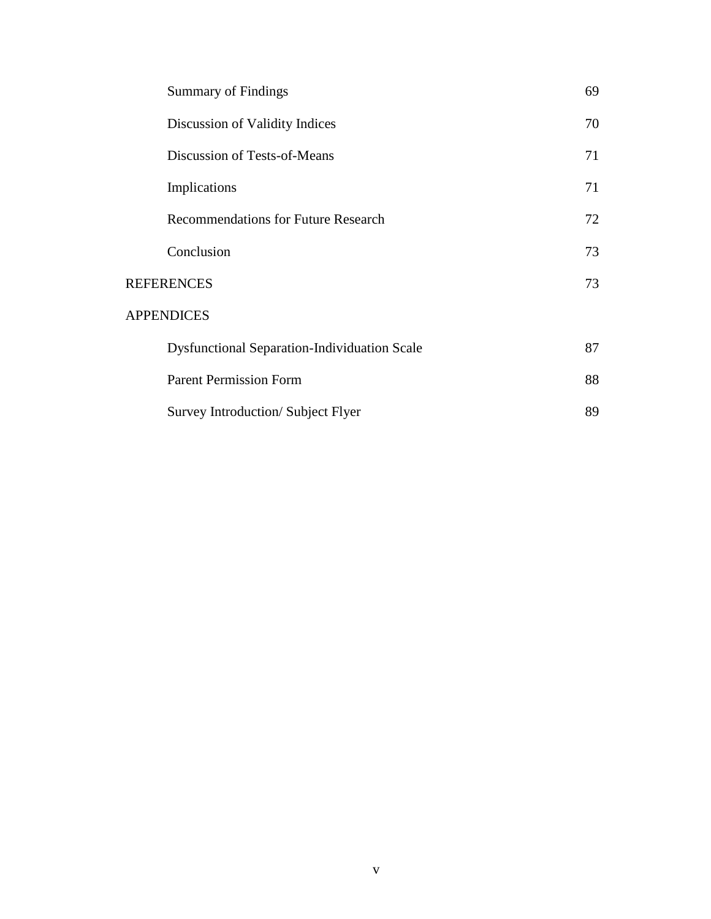| | |
|---|---|
| Summary of Findings | 69 |
| Discussion of Validity Indices | 70 |
| Discussion of Tests-of-Means | 71 |
| Implications | 71 |
| Recommendations for Future Research | 72 |
| Conclusion | 73 |
| REFERENCES | 73 |
| APPENDICES | |
| Dysfunctional Separation-Individuation Scale | 87 |
| Parent Permission Form | 88 |
| Survey Introduction/ Subject Flyer | 89 |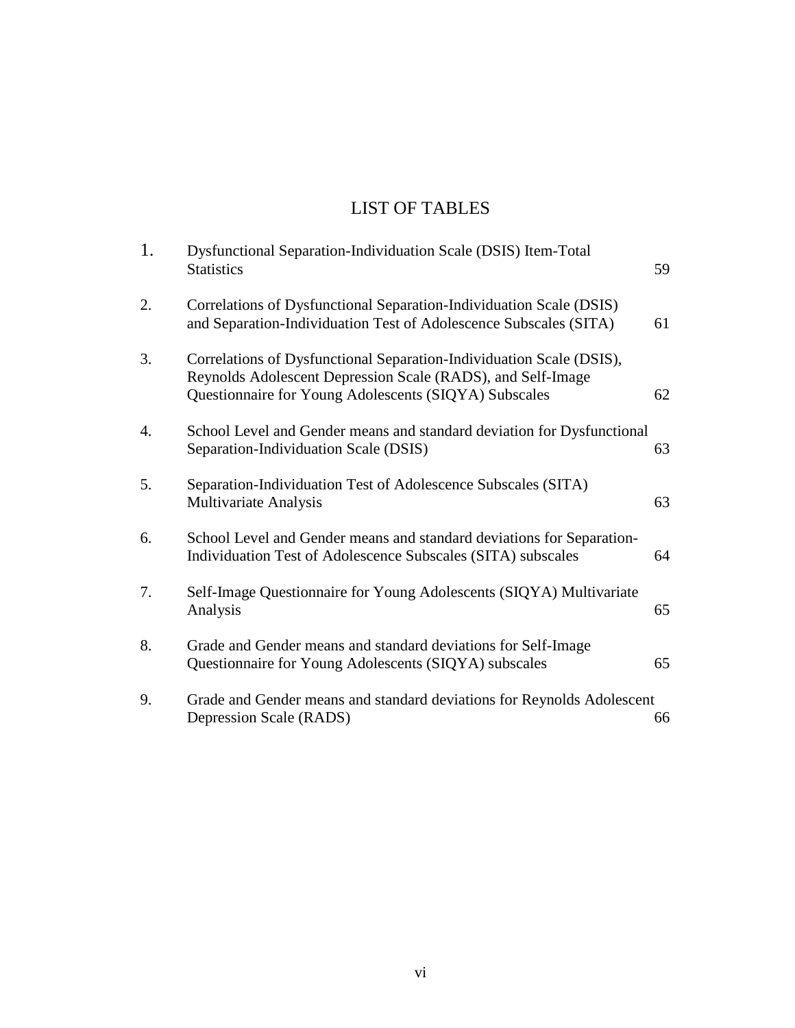# LIST OF TABLES

| | | |
|---|---|---|
| 1. | Dysfunctional Separation-Individuation Scale (DSIS) Item-Total Statistics | 59 |
| 2. | Correlations of Dysfunctional Separation-Individuation Scale (DSIS) and Separation-Individuation Test of Adolescence Subscales (SITA) | 61 |
| 3. | Correlations of Dysfunctional Separation-Individuation Scale (DSIS), Reynolds Adolescent Depression Scale (RADS), and Self-Image Questionnaire for Young Adolescents (SIQYA) Subscales | 62 |
| 4. | School Level and Gender means and standard deviation for Dysfunctional Separation-Individuation Scale (DSIS) | 63 |
| 5. | Separation-Individuation Test of Adolescence Subscales (SITA) Multivariate Analysis | 63 |
| 6. | School Level and Gender means and standard deviations for Separation-Individuation Test of Adolescence Subscales (SITA) subscales | 64 |
| 7. | Self-Image Questionnaire for Young Adolescents (SIQYA) Multivariate Analysis | 65 |
| 8. | Grade and Gender means and standard deviations for Self-Image Questionnaire for Young Adolescents (SIQYA) subscales | 65 |
| 9. | Grade and Gender means and standard deviations for Reynolds Adolescent Depression Scale (RADS) | 66 |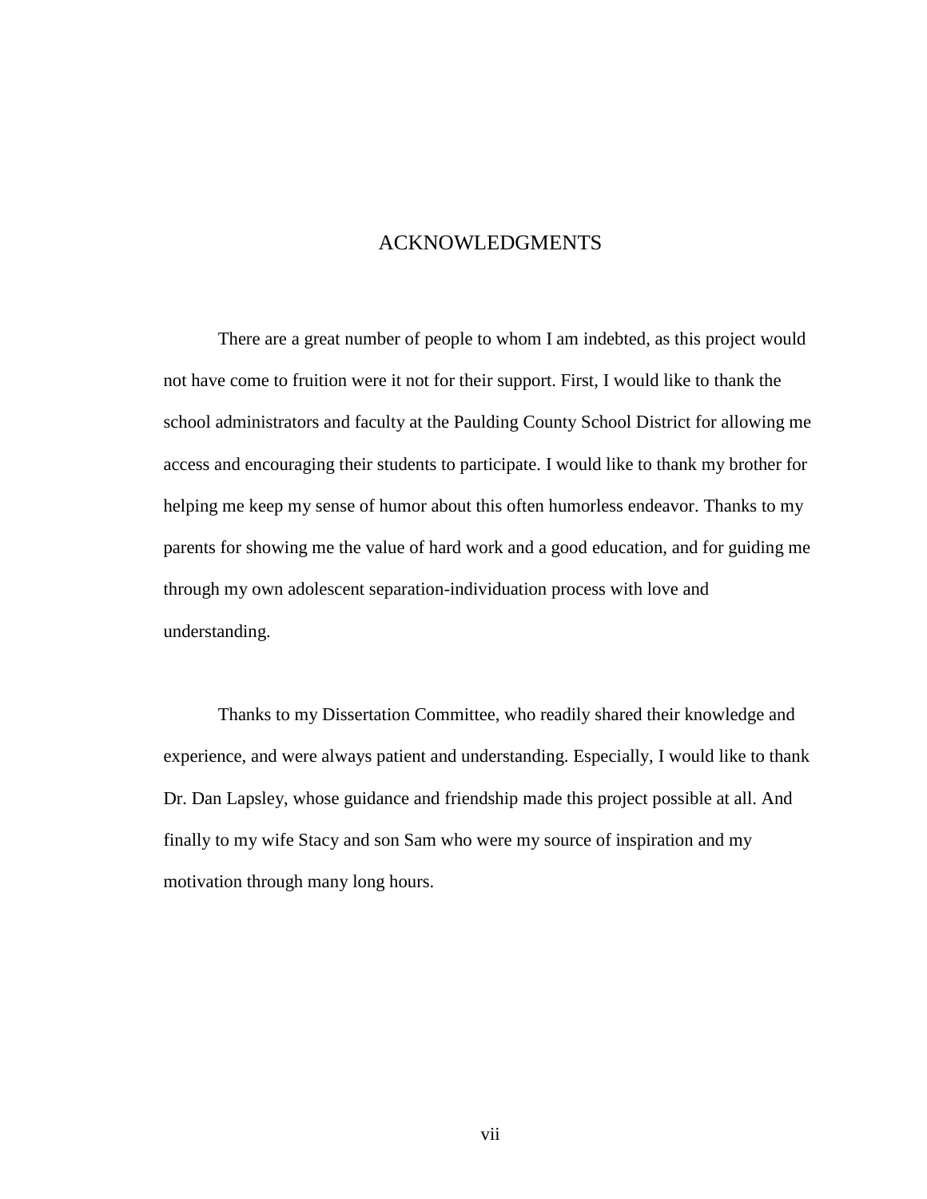# ACKNOWLEDGMENTS

There are a great number of people to whom I am indebted, as this project would not have come to fruition were it not for their support. First, I would like to thank the school administrators and faculty at the Paulding County School District for allowing me access and encouraging their students to participate. I would like to thank my brother for helping me keep my sense of humor about this often humorless endeavor. Thanks to my parents for showing me the value of hard work and a good education, and for guiding me through my own adolescent separation-individuation process with love and understanding.

Thanks to my Dissertation Committee, who readily shared their knowledge and experience, and were always patient and understanding. Especially, I would like to thank Dr. Dan Lapsley, whose guidance and friendship made this project possible at all. And finally to my wife Stacy and son Sam who were my source of inspiration and my motivation through many long hours.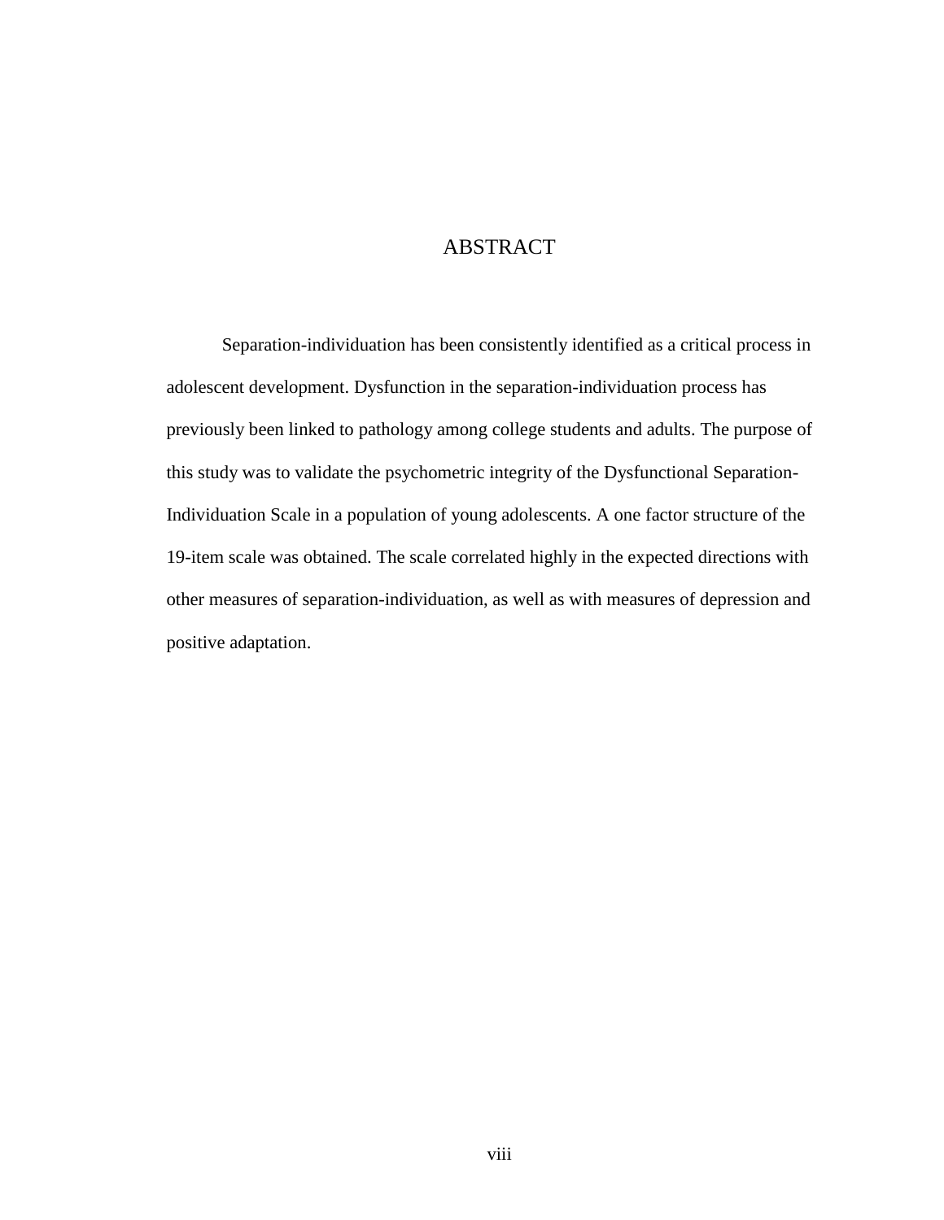# ABSTRACT

Separation-individuation has been consistently identified as a critical process in adolescent development. Dysfunction in the separation-individuation process has previously been linked to pathology among college students and adults. The purpose of this study was to validate the psychometric integrity of the Dysfunctional Separation-Individuation Scale in a population of young adolescents. A one factor structure of the 19-item scale was obtained. The scale correlated highly in the expected directions with other measures of separation-individuation, as well as with measures of depression and positive adaptation.